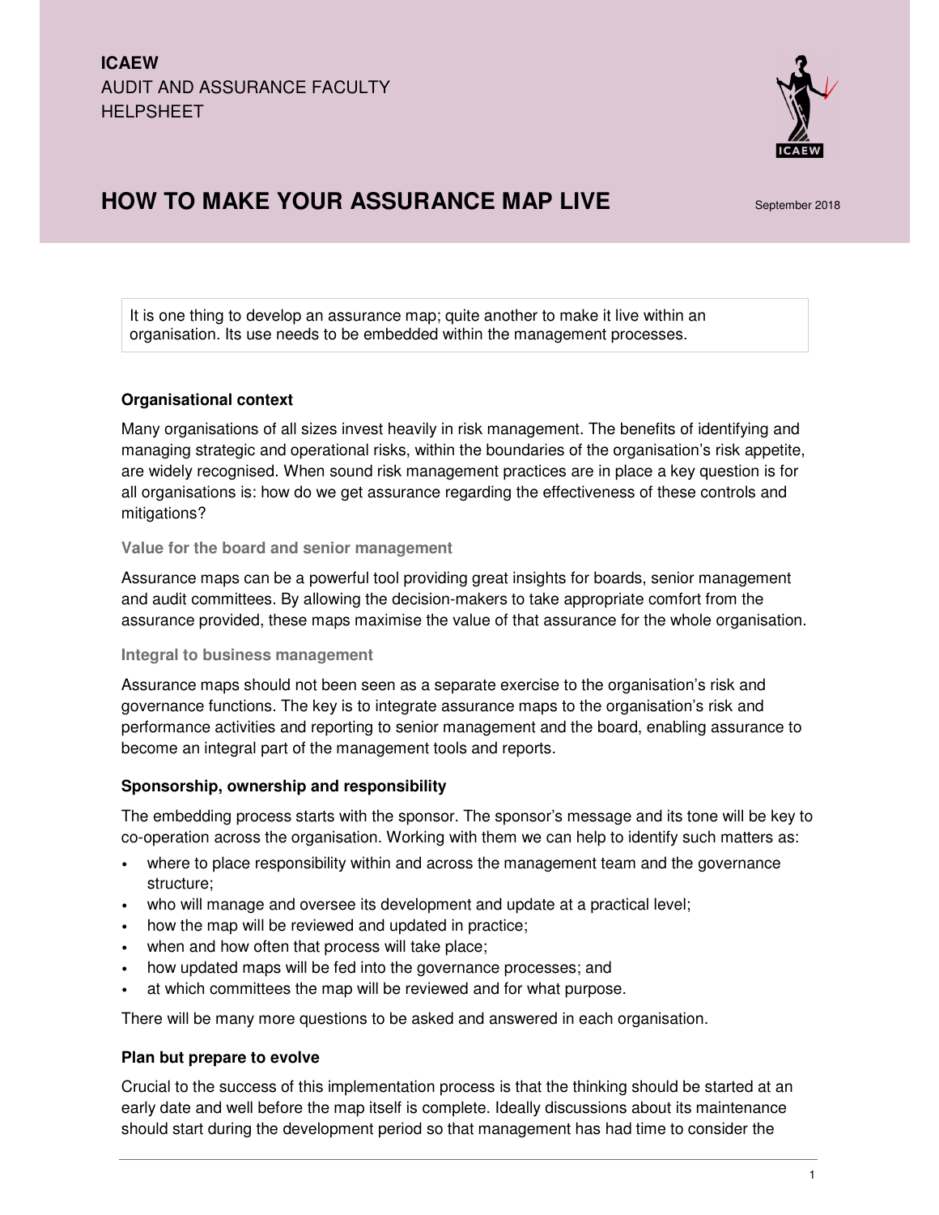ICAEW
AUDIT AND ASSURANCE FACULTY
HELPSHEET

# HOW TO MAKE YOUR ASSURANCE MAP LIVE

September 2018

> It is one thing to develop an assurance map; quite another to make it live within an organisation. Its use needs to be embedded within the management processes.

### Organisational context

Many organisations of all sizes invest heavily in risk management. The benefits of identifying and managing strategic and operational risks, within the boundaries of the organisation's risk appetite, are widely recognised. When sound risk management practices are in place a key question is for all organisations is: how do we get assurance regarding the effectiveness of these controls and mitigations?

#### Value for the board and senior management

Assurance maps can be a powerful tool providing great insights for boards, senior management and audit committees. By allowing the decision-makers to take appropriate comfort from the assurance provided, these maps maximise the value of that assurance for the whole organisation.

#### Integral to business management

Assurance maps should not been seen as a separate exercise to the organisation's risk and governance functions. The key is to integrate assurance maps to the organisation's risk and performance activities and reporting to senior management and the board, enabling assurance to become an integral part of the management tools and reports.

### Sponsorship, ownership and responsibility

The embedding process starts with the sponsor. The sponsor's message and its tone will be key to co-operation across the organisation. Working with them we can help to identify such matters as:

- where to place responsibility within and across the management team and the governance structure;
- who will manage and oversee its development and update at a practical level;
- how the map will be reviewed and updated in practice;
- when and how often that process will take place;
- how updated maps will be fed into the governance processes; and
- at which committees the map will be reviewed and for what purpose.

There will be many more questions to be asked and answered in each organisation.

### Plan but prepare to evolve

Crucial to the success of this implementation process is that the thinking should be started at an early date and well before the map itself is complete. Ideally discussions about its maintenance should start during the development period so that management has had time to consider the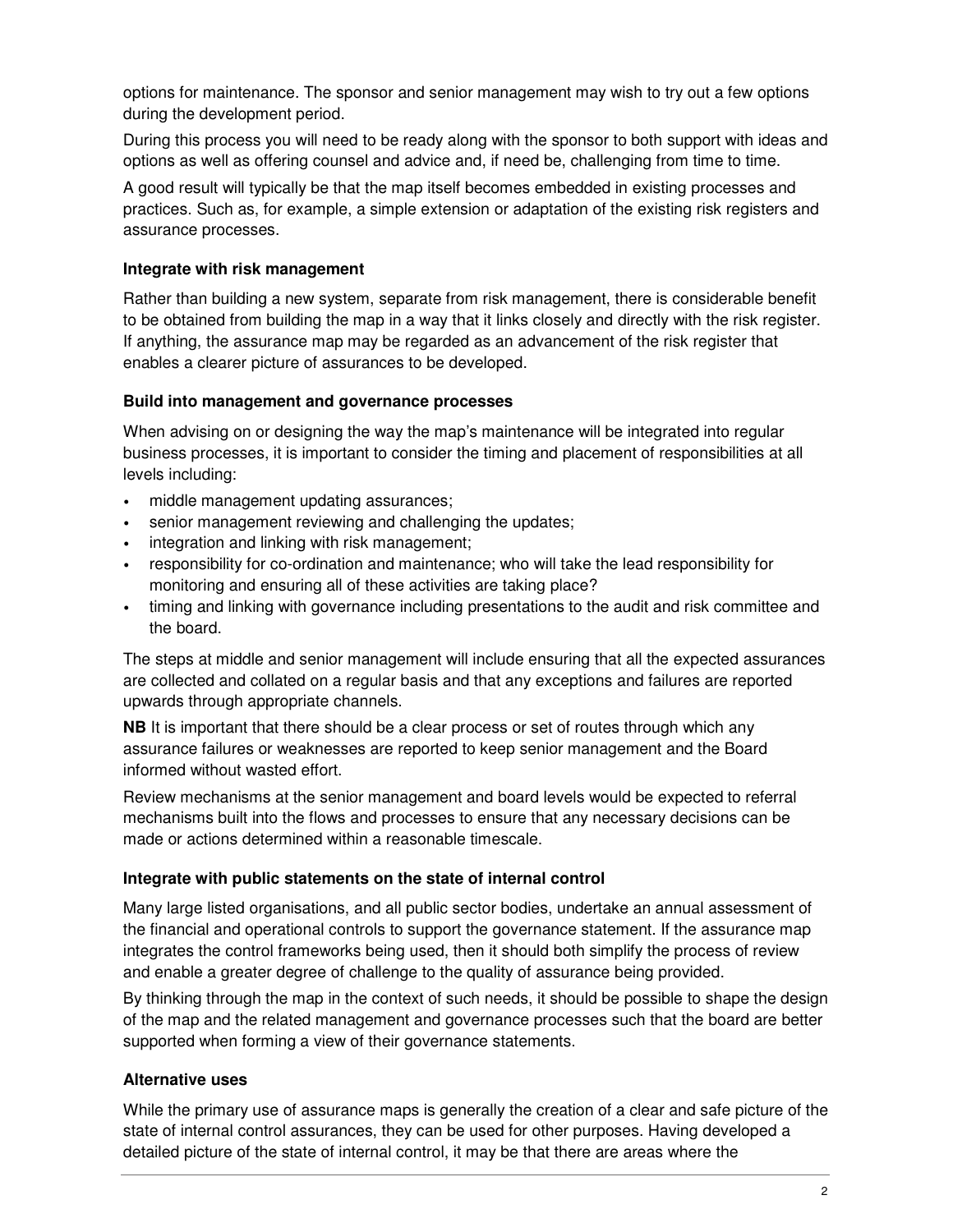options for maintenance. The sponsor and senior management may wish to try out a few options during the development period.

During this process you will need to be ready along with the sponsor to both support with ideas and options as well as offering counsel and advice and, if need be, challenging from time to time.

A good result will typically be that the map itself becomes embedded in existing processes and practices. Such as, for example, a simple extension or adaptation of the existing risk registers and assurance processes.

### Integrate with risk management

Rather than building a new system, separate from risk management, there is considerable benefit to be obtained from building the map in a way that it links closely and directly with the risk register. If anything, the assurance map may be regarded as an advancement of the risk register that enables a clearer picture of assurances to be developed.

### Build into management and governance processes

When advising on or designing the way the map's maintenance will be integrated into regular business processes, it is important to consider the timing and placement of responsibilities at all levels including:

- middle management updating assurances;
- senior management reviewing and challenging the updates;
- integration and linking with risk management;
- responsibility for co-ordination and maintenance; who will take the lead responsibility for monitoring and ensuring all of these activities are taking place?
- timing and linking with governance including presentations to the audit and risk committee and the board.

The steps at middle and senior management will include ensuring that all the expected assurances are collected and collated on a regular basis and that any exceptions and failures are reported upwards through appropriate channels.

**NB** It is important that there should be a clear process or set of routes through which any assurance failures or weaknesses are reported to keep senior management and the Board informed without wasted effort.

Review mechanisms at the senior management and board levels would be expected to referral mechanisms built into the flows and processes to ensure that any necessary decisions can be made or actions determined within a reasonable timescale.

### Integrate with public statements on the state of internal control

Many large listed organisations, and all public sector bodies, undertake an annual assessment of the financial and operational controls to support the governance statement. If the assurance map integrates the control frameworks being used, then it should both simplify the process of review and enable a greater degree of challenge to the quality of assurance being provided.

By thinking through the map in the context of such needs, it should be possible to shape the design of the map and the related management and governance processes such that the board are better supported when forming a view of their governance statements.

### Alternative uses

While the primary use of assurance maps is generally the creation of a clear and safe picture of the state of internal control assurances, they can be used for other purposes. Having developed a detailed picture of the state of internal control, it may be that there are areas where the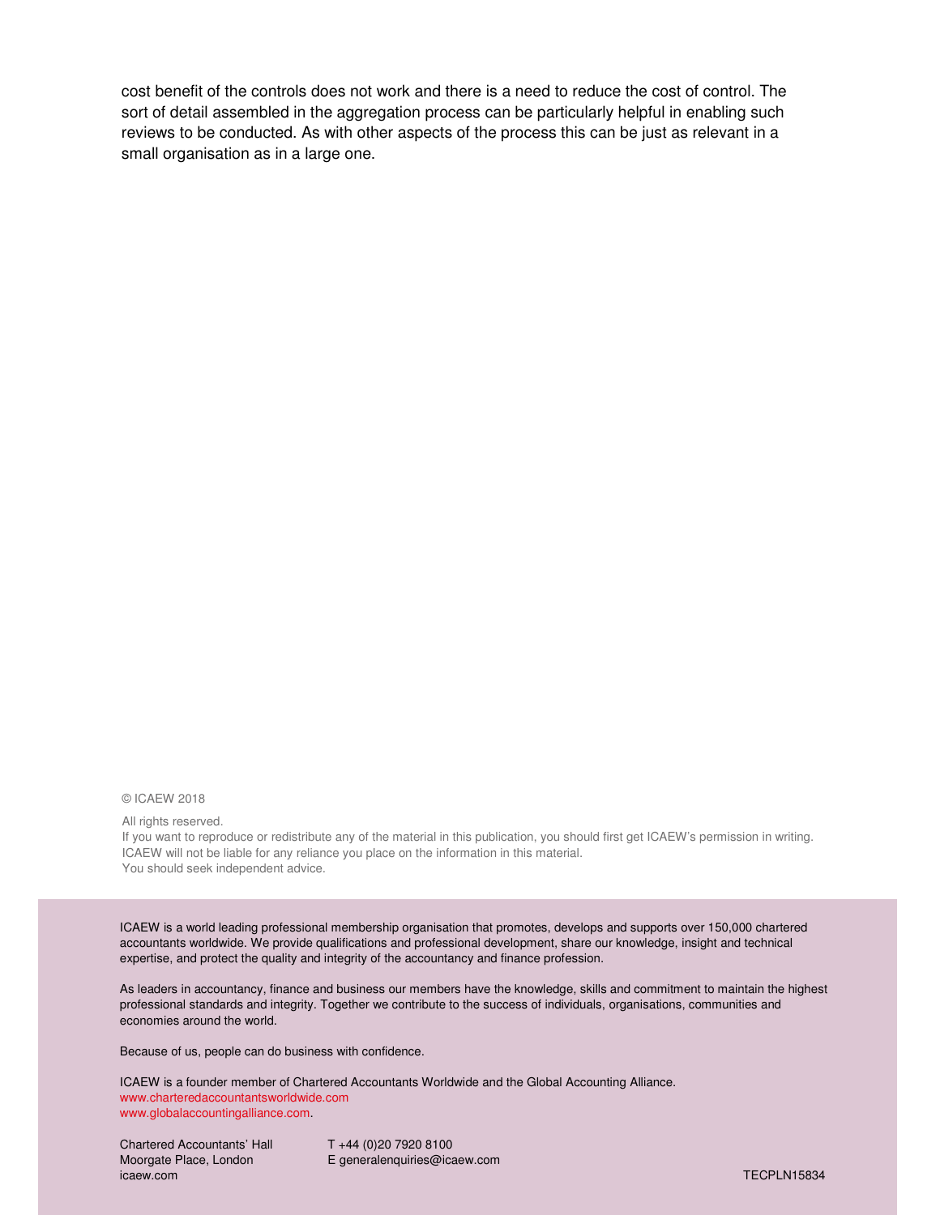cost benefit of the controls does not work and there is a need to reduce the cost of control. The sort of detail assembled in the aggregation process can be particularly helpful in enabling such reviews to be conducted. As with other aspects of the process this can be just as relevant in a small organisation as in a large one.

© ICAEW 2018

All rights reserved.
If you want to reproduce or redistribute any of the material in this publication, you should first get ICAEW's permission in writing.
ICAEW will not be liable for any reliance you place on the information in this material.
You should seek independent advice.

ICAEW is a world leading professional membership organisation that promotes, develops and supports over 150,000 chartered accountants worldwide. We provide qualifications and professional development, share our knowledge, insight and technical expertise, and protect the quality and integrity of the accountancy and finance profession.

As leaders in accountancy, finance and business our members have the knowledge, skills and commitment to maintain the highest professional standards and integrity. Together we contribute to the success of individuals, organisations, communities and economies around the world.

Because of us, people can do business with confidence.

ICAEW is a founder member of Chartered Accountants Worldwide and the Global Accounting Alliance.
www.charteredaccountantsworldwide.com
www.globalaccountingalliance.com.

Chartered Accountants' Hall
Moorgate Place, London
icaew.com

T +44 (0)20 7920 8100
E generalenquiries@icaew.com

TECPLN15834